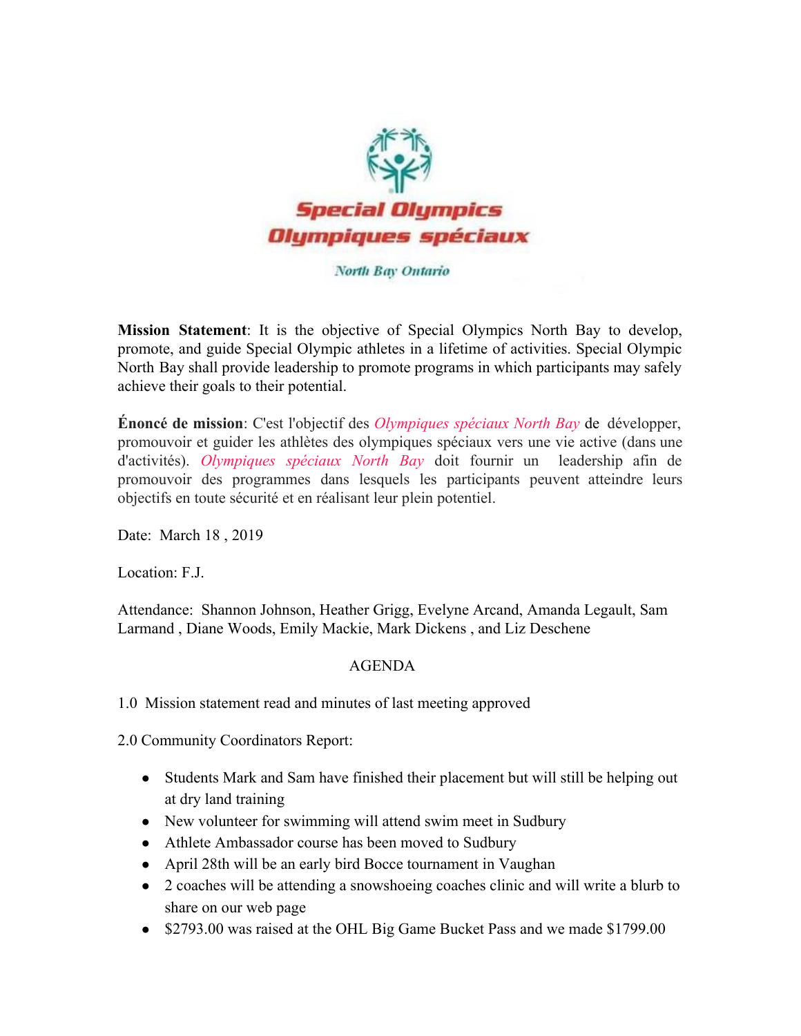Special Olympics
Olympiques spéciaux

North Bay Ontario

**Mission Statement**: It is the objective of Special Olympics North Bay to develop, promote, and guide Special Olympic athletes in a lifetime of activities. Special Olympic North Bay shall provide leadership to promote programs in which participants may safely achieve their goals to their potential.

**Énoncé de mission**: C'est l'objectif des *Olympiques spéciaux North Bay* de développer, promouvoir et guider les athlètes des olympiques spéciaux vers une vie active (dans une d'activités). *Olympiques spéciaux North Bay* doit fournir un leadership afin de promouvoir des programmes dans lesquels les participants peuvent atteindre leurs objectifs en toute sécurité et en réalisant leur plein potentiel.

Date: March 18 , 2019

Location: F.J.

Attendance: Shannon Johnson, Heather Grigg, Evelyne Arcand, Amanda Legault, Sam Larmand , Diane Woods, Emily Mackie, Mark Dickens , and Liz Deschene

AGENDA

1.0 Mission statement read and minutes of last meeting approved

2.0 Community Coordinators Report:

- Students Mark and Sam have finished their placement but will still be helping out at dry land training
- New volunteer for swimming will attend swim meet in Sudbury
- Athlete Ambassador course has been moved to Sudbury
- April 28th will be an early bird Bocce tournament in Vaughan
- 2 coaches will be attending a snowshoeing coaches clinic and will write a blurb to share on our web page
- $2793.00 was raised at the OHL Big Game Bucket Pass and we made $1799.00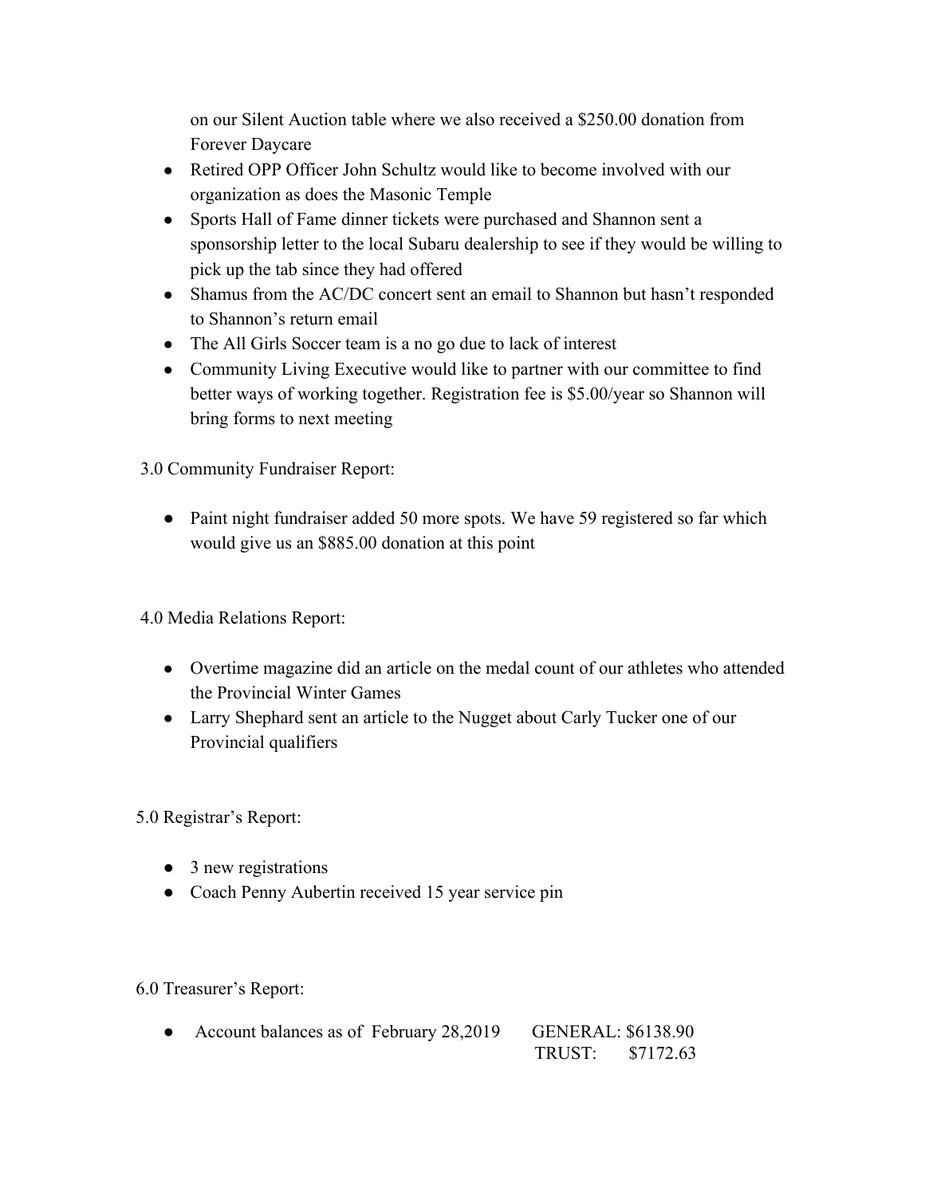on our Silent Auction table where we also received a $250.00 donation from Forever Daycare

- Retired OPP Officer John Schultz would like to become involved with our organization as does the Masonic Temple
- Sports Hall of Fame dinner tickets were purchased and Shannon sent a sponsorship letter to the local Subaru dealership to see if they would be willing to pick up the tab since they had offered
- Shamus from the AC/DC concert sent an email to Shannon but hasn't responded to Shannon's return email
- The All Girls Soccer team is a no go due to lack of interest
- Community Living Executive would like to partner with our committee to find better ways of working together. Registration fee is $5.00/year so Shannon will bring forms to next meeting

3.0 Community Fundraiser Report:

- Paint night fundraiser added 50 more spots. We have 59 registered so far which would give us an $885.00 donation at this point

4.0 Media Relations Report:

- Overtime magazine did an article on the medal count of our athletes who attended the Provincial Winter Games
- Larry Shephard sent an article to the Nugget about Carly Tucker one of our Provincial qualifiers

5.0 Registrar's Report:

- 3 new registrations
- Coach Penny Aubertin received 15 year service pin

6.0 Treasurer's Report:

- Account balances as of February 28,2019 GENERAL: $6138.90
  TRUST: $7172.63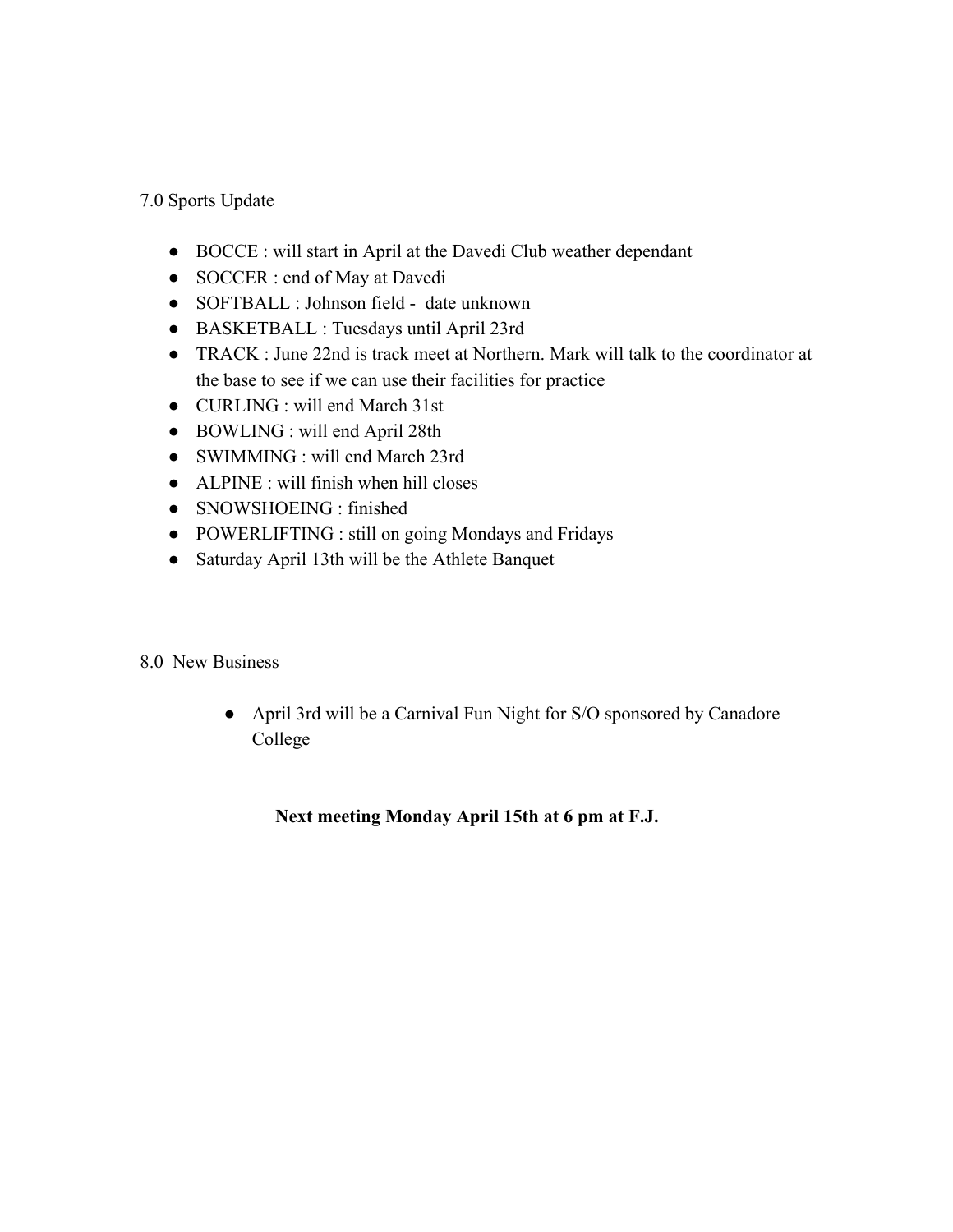7.0 Sports Update

- BOCCE : will start in April at the Davedi Club weather dependant
- SOCCER : end of May at Davedi
- SOFTBALL : Johnson field - date unknown
- BASKETBALL : Tuesdays until April 23rd
- TRACK : June 22nd is track meet at Northern. Mark will talk to the coordinator at the base to see if we can use their facilities for practice
- CURLING : will end March 31st
- BOWLING : will end April 28th
- SWIMMING : will end March 23rd
- ALPINE : will finish when hill closes
- SNOWSHOEING : finished
- POWERLIFTING : still on going Mondays and Fridays
- Saturday April 13th will be the Athlete Banquet

8.0 New Business

- April 3rd will be a Carnival Fun Night for S/O sponsored by Canadore College

**Next meeting Monday April 15th at 6 pm at F.J.**